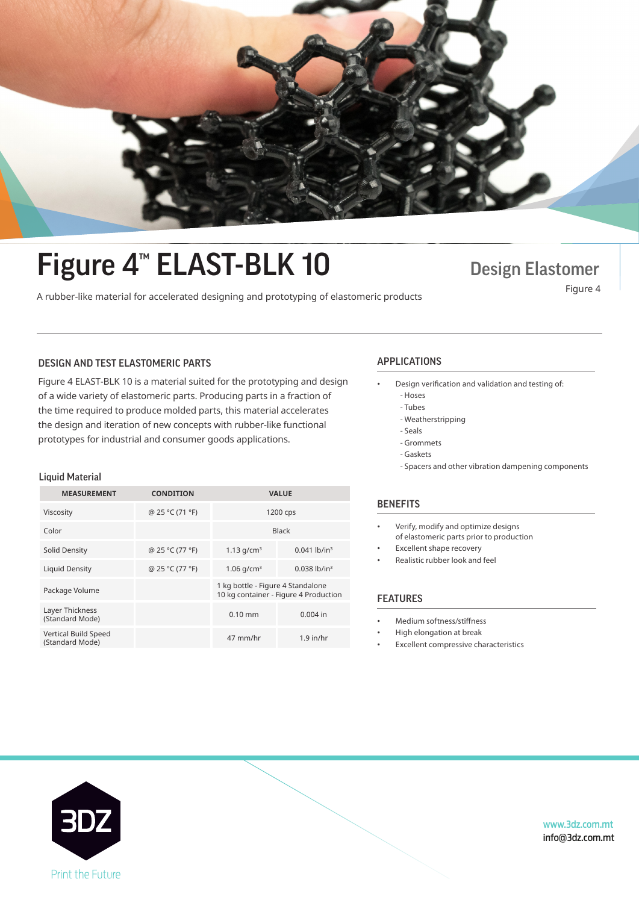# Figure 4™ ELAST-BLK 10

## Design Elastomer

Figure 4

A rubber-like material for accelerated designing and prototyping of elastomeric products

### DESIGN AND TEST ELASTOMERIC PARTS

Figure 4 ELAST-BLK 10 is a material suited for the prototyping and design of a wide variety of elastomeric parts. Producing parts in a fraction of the time required to produce molded parts, this material accelerates the design and iteration of new concepts with rubber-like functional prototypes for industrial and consumer goods applications.

### Liquid Material

| MEASUREMENT | CONDITION | VALUE | |
|---|---|---|---|
| Viscosity | @ 25 °C (71 °F) | 1200 cps | |
| Color | | Black | |
| Solid Density | @ 25 °C (77 °F) | 1.13 g/cm³ | 0.041 lb/in³ |
| Liquid Density | @ 25 °C (77 °F) | 1.06 g/cm³ | 0.038 lb/in³ |
| Package Volume | | 1 kg bottle - Figure 4 Standalone<br>10 kg container - Figure 4 Production | |
| Layer Thickness (Standard Mode) | | 0.10 mm | 0.004 in |
| Vertical Build Speed (Standard Mode) | | 47 mm/hr | 1.9 in/hr |

### APPLICATIONS

- Design verification and validation and testing of:
  - Hoses
  - Tubes
  - Weatherstripping
  - Seals
  - Grommets
  - Gaskets
  - Spacers and other vibration dampening components

### BENEFITS

- Verify, modify and optimize designs of elastomeric parts prior to production
- Excellent shape recovery
- Realistic rubber look and feel

### FEATURES

- Medium softness/stiffness
- High elongation at break
- Excellent compressive characteristics

3DZ

Print the Future

www.3dz.com.mt
info@3dz.com.mt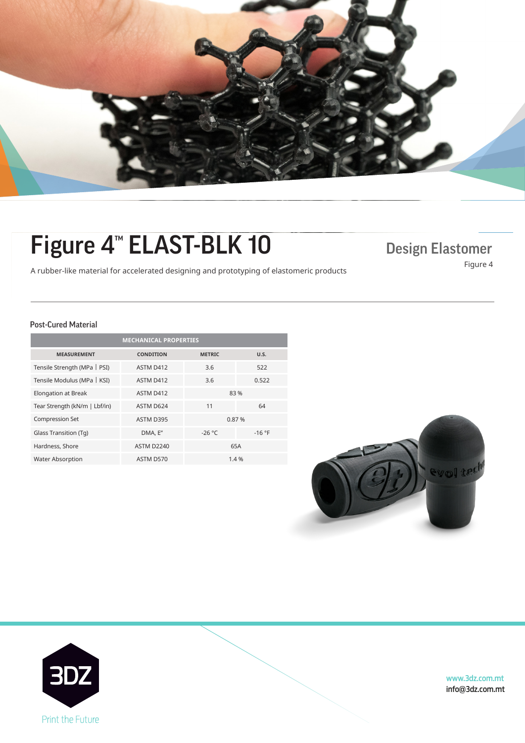# Figure 4™ ELAST-BLK 10

## Design Elastomer

Figure 4

A rubber-like material for accelerated designing and prototyping of elastomeric products

### Post-Cured Material

| MECHANICAL PROPERTIES | | | |
|---|---|---|---|
| **MEASUREMENT** | **CONDITION** | **METRIC** | **U.S.** |
| Tensile Strength (MPa \| PSI) | ASTM D412 | 3.6 | 522 |
| Tensile Modulus (MPa \| KSI) | ASTM D412 | 3.6 | 0.522 |
| Elongation at Break | ASTM D412 | 83 % | |
| Tear Strength (kN/m \| Lbf/in) | ASTM D624 | 11 | 64 |
| Compression Set | ASTM D395 | 0.87 % | |
| Glass Transition (Tg) | DMA, E" | -26 °C | -16 °F |
| Hardness, Shore | ASTM D2240 | 65A | |
| Water Absorption | ASTM D570 | 1.4 % | |

3DZ

Print the Future

www.3dz.com.mt

info@3dz.com.mt